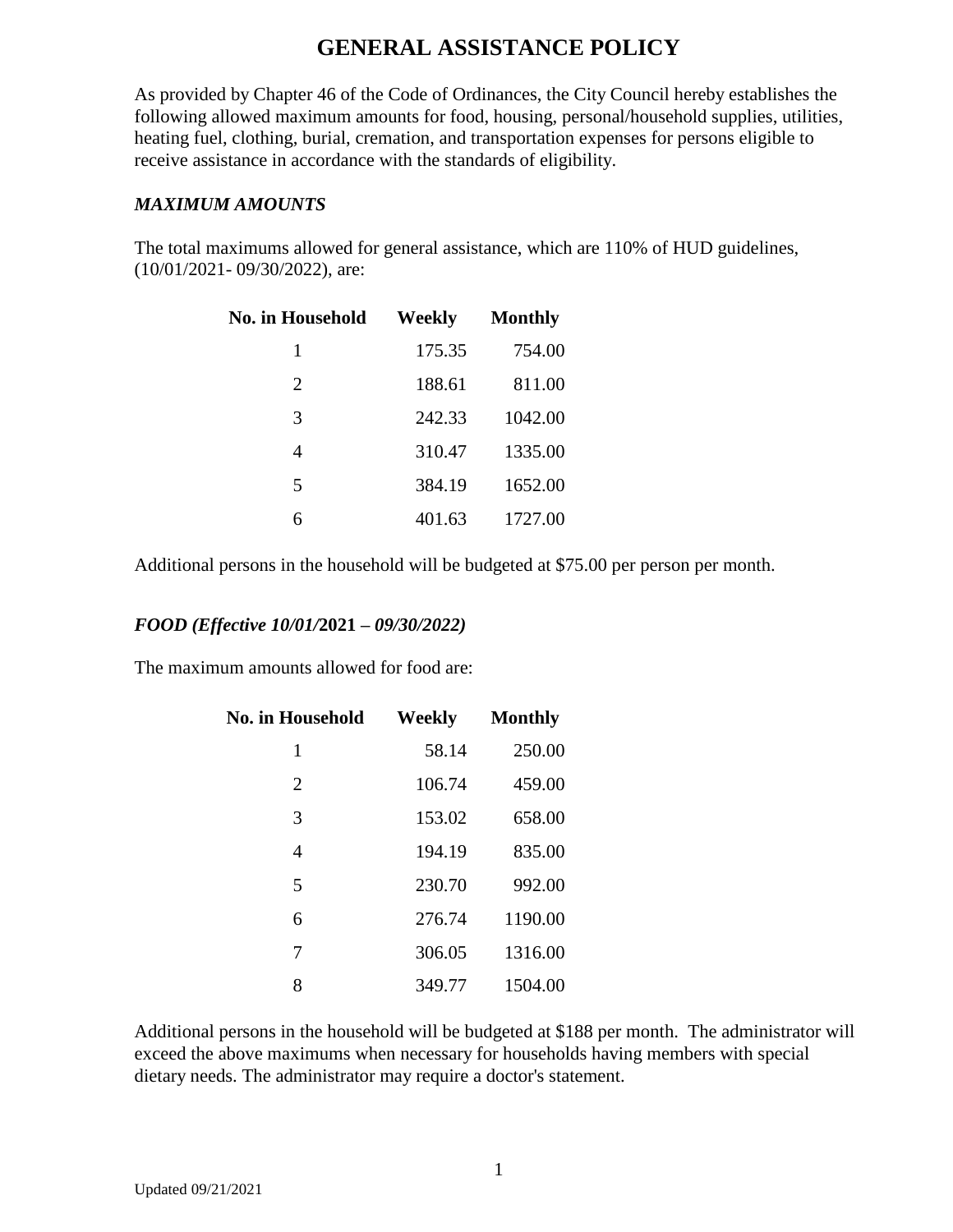# GENERAL ASSISTANCE POLICY

As provided by Chapter 46 of the Code of Ordinances, the City Council hereby establishes the following allowed maximum amounts for food, housing, personal/household supplies, utilities, heating fuel, clothing, burial, cremation, and transportation expenses for persons eligible to receive assistance in accordance with the standards of eligibility.

***MAXIMUM AMOUNTS***

The total maximums allowed for general assistance, which are 110% of HUD guidelines, (10/01/2021- 09/30/2022), are:

| No. in Household | Weekly | Monthly |
|---|---|---|
| 1 | 175.35 | 754.00 |
| 2 | 188.61 | 811.00 |
| 3 | 242.33 | 1042.00 |
| 4 | 310.47 | 1335.00 |
| 5 | 384.19 | 1652.00 |
| 6 | 401.63 | 1727.00 |

Additional persons in the household will be budgeted at $75.00 per person per month.

***FOOD (Effective 10/01/*2021 – *09/30/2022)***

The maximum amounts allowed for food are:

| No. in Household | Weekly | Monthly |
|---|---|---|
| 1 | 58.14 | 250.00 |
| 2 | 106.74 | 459.00 |
| 3 | 153.02 | 658.00 |
| 4 | 194.19 | 835.00 |
| 5 | 230.70 | 992.00 |
| 6 | 276.74 | 1190.00 |
| 7 | 306.05 | 1316.00 |
| 8 | 349.77 | 1504.00 |

Additional persons in the household will be budgeted at $188 per month. The administrator will exceed the above maximums when necessary for households having members with special dietary needs. The administrator may require a doctor's statement.

Updated 09/21/2021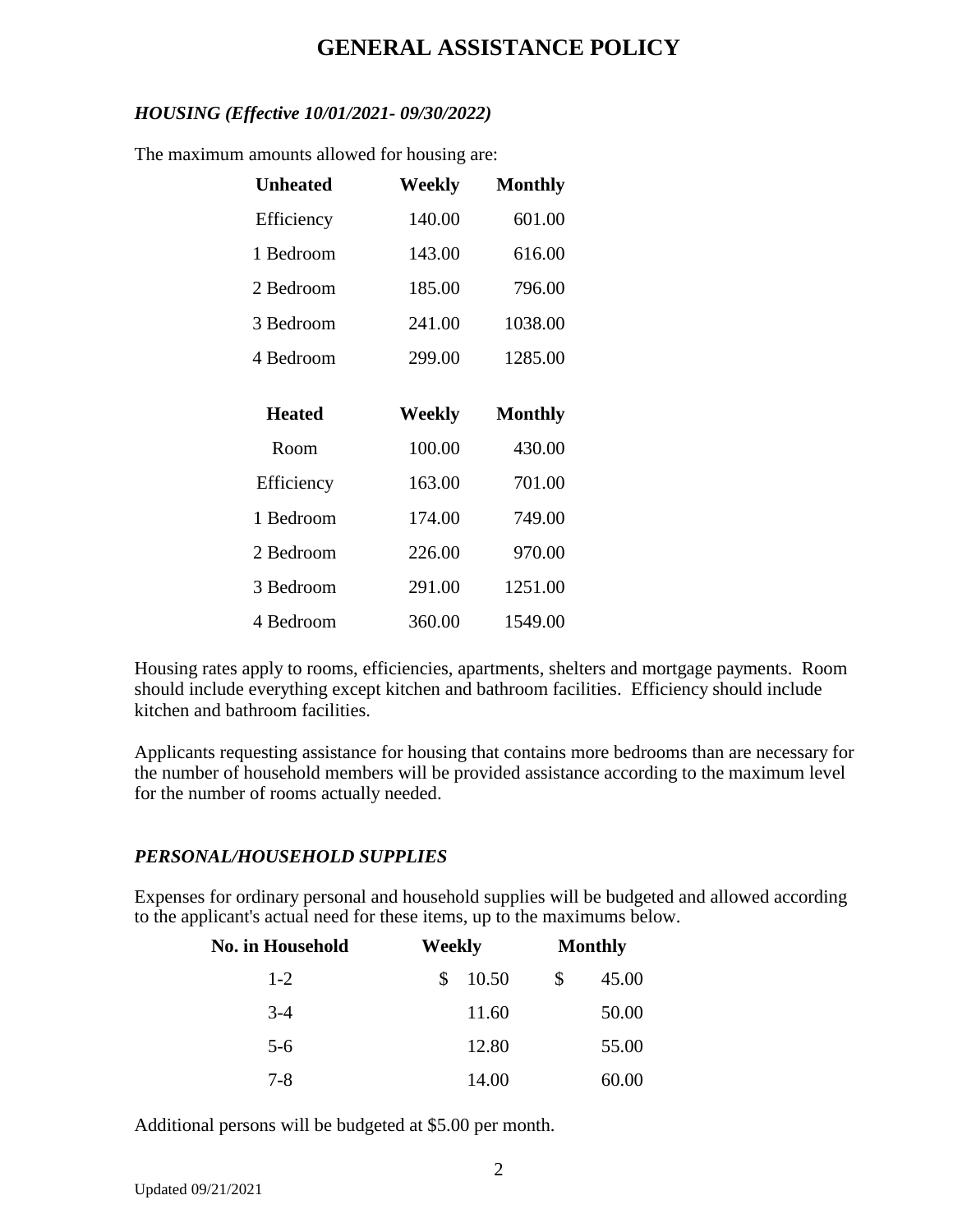# GENERAL ASSISTANCE POLICY

### *HOUSING (Effective 10/01/2021- 09/30/2022)*

The maximum amounts allowed for housing are:

| Unheated | Weekly | Monthly |
|---|---|---|
| Efficiency | 140.00 | 601.00 |
| 1 Bedroom | 143.00 | 616.00 |
| 2 Bedroom | 185.00 | 796.00 |
| 3 Bedroom | 241.00 | 1038.00 |
| 4 Bedroom | 299.00 | 1285.00 |

| Heated | Weekly | Monthly |
|---|---|---|
| Room | 100.00 | 430.00 |
| Efficiency | 163.00 | 701.00 |
| 1 Bedroom | 174.00 | 749.00 |
| 2 Bedroom | 226.00 | 970.00 |
| 3 Bedroom | 291.00 | 1251.00 |
| 4 Bedroom | 360.00 | 1549.00 |

Housing rates apply to rooms, efficiencies, apartments, shelters and mortgage payments. Room should include everything except kitchen and bathroom facilities. Efficiency should include kitchen and bathroom facilities.

Applicants requesting assistance for housing that contains more bedrooms than are necessary for the number of household members will be provided assistance according to the maximum level for the number of rooms actually needed.

### *PERSONAL/HOUSEHOLD SUPPLIES*

Expenses for ordinary personal and household supplies will be budgeted and allowed according to the applicant's actual need for these items, up to the maximums below.

| No. in Household | Weekly | Monthly |
|---|---|---|
| 1-2 | $ 10.50 | $ 45.00 |
| 3-4 | 11.60 | 50.00 |
| 5-6 | 12.80 | 55.00 |
| 7-8 | 14.00 | 60.00 |

Additional persons will be budgeted at $5.00 per month.

Updated 09/21/2021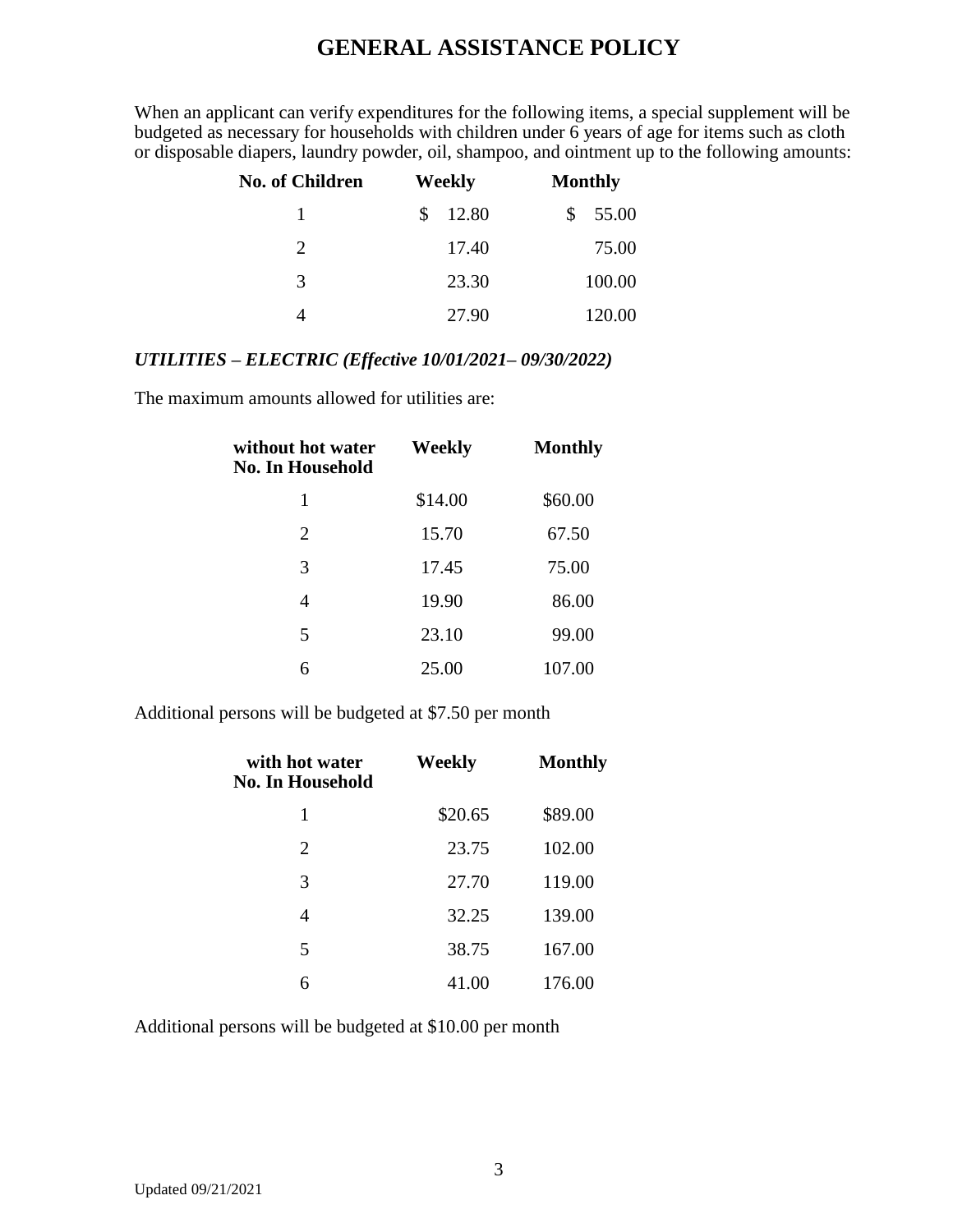# GENERAL ASSISTANCE POLICY

When an applicant can verify expenditures for the following items, a special supplement will be budgeted as necessary for households with children under 6 years of age for items such as cloth or disposable diapers, laundry powder, oil, shampoo, and ointment up to the following amounts:

| No. of Children | Weekly | Monthly |
|---|---|---|
| 1 | $ 12.80 | $ 55.00 |
| 2 | 17.40 | 75.00 |
| 3 | 23.30 | 100.00 |
| 4 | 27.90 | 120.00 |

***UTILITIES – ELECTRIC (Effective 10/01/2021– 09/30/2022)***

The maximum amounts allowed for utilities are:

| without hot water No. In Household | Weekly | Monthly |
|---|---|---|
| 1 | $14.00 | $60.00 |
| 2 | 15.70 | 67.50 |
| 3 | 17.45 | 75.00 |
| 4 | 19.90 | 86.00 |
| 5 | 23.10 | 99.00 |
| 6 | 25.00 | 107.00 |

Additional persons will be budgeted at $7.50 per month

| with hot water No. In Household | Weekly | Monthly |
|---|---|---|
| 1 | $20.65 | $89.00 |
| 2 | 23.75 | 102.00 |
| 3 | 27.70 | 119.00 |
| 4 | 32.25 | 139.00 |
| 5 | 38.75 | 167.00 |
| 6 | 41.00 | 176.00 |

Additional persons will be budgeted at $10.00 per month

Updated 09/21/2021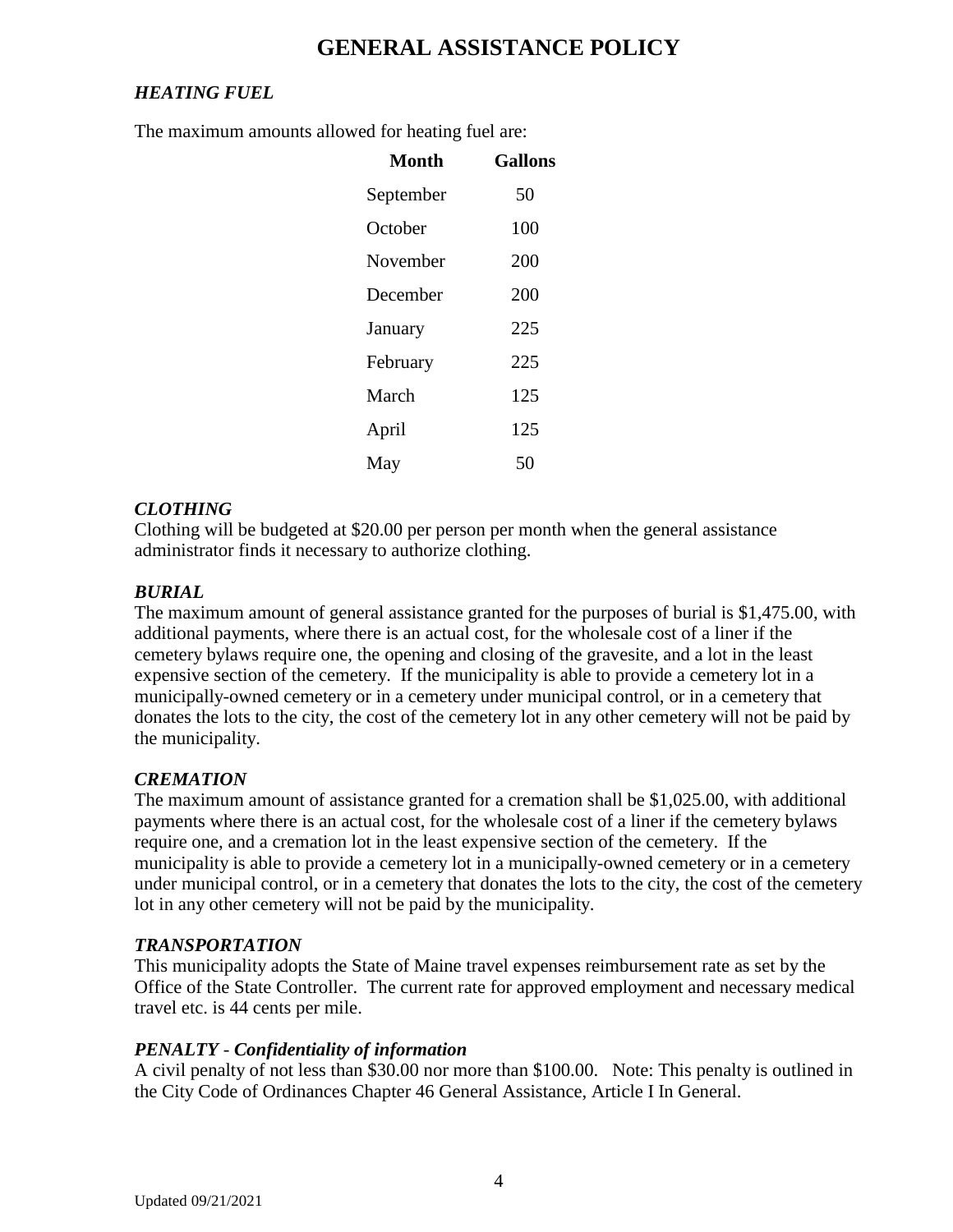# GENERAL ASSISTANCE POLICY

### *HEATING FUEL*

The maximum amounts allowed for heating fuel are:

| Month | Gallons |
|---|---|
| September | 50 |
| October | 100 |
| November | 200 |
| December | 200 |
| January | 225 |
| February | 225 |
| March | 125 |
| April | 125 |
| May | 50 |

### *CLOTHING*

Clothing will be budgeted at $20.00 per person per month when the general assistance administrator finds it necessary to authorize clothing.

### *BURIAL*

The maximum amount of general assistance granted for the purposes of burial is $1,475.00, with additional payments, where there is an actual cost, for the wholesale cost of a liner if the cemetery bylaws require one, the opening and closing of the gravesite, and a lot in the least expensive section of the cemetery. If the municipality is able to provide a cemetery lot in a municipally-owned cemetery or in a cemetery under municipal control, or in a cemetery that donates the lots to the city, the cost of the cemetery lot in any other cemetery will not be paid by the municipality.

### *CREMATION*

The maximum amount of assistance granted for a cremation shall be $1,025.00, with additional payments where there is an actual cost, for the wholesale cost of a liner if the cemetery bylaws require one, and a cremation lot in the least expensive section of the cemetery. If the municipality is able to provide a cemetery lot in a municipally-owned cemetery or in a cemetery under municipal control, or in a cemetery that donates the lots to the city, the cost of the cemetery lot in any other cemetery will not be paid by the municipality.

### *TRANSPORTATION*

This municipality adopts the State of Maine travel expenses reimbursement rate as set by the Office of the State Controller. The current rate for approved employment and necessary medical travel etc. is 44 cents per mile.

### *PENALTY - Confidentiality of information*

A civil penalty of not less than $30.00 nor more than $100.00. Note: This penalty is outlined in the City Code of Ordinances Chapter 46 General Assistance, Article I In General.

Updated 09/21/2021